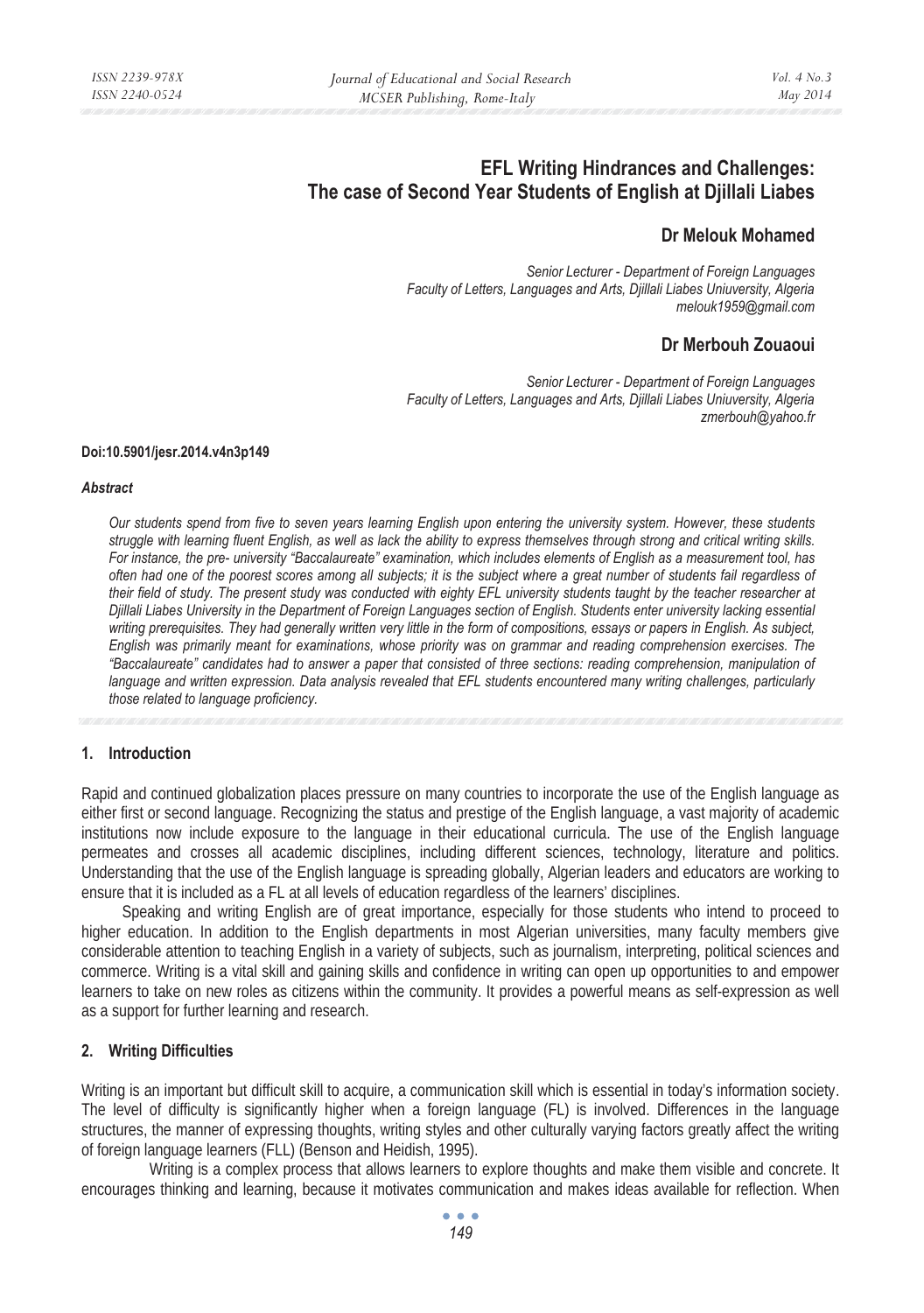# EFL Writing Hindrances and Challenges: The case of Second Year Students of English at Djillali Liabes

## Dr Melouk Mohamed

*Senior Lecturer - Department of Foreign Languages*
*Faculty of Letters, Languages and Arts, Djillali Liabes Uniuversity, Algeria*
*melouk1959@gmail.com*

## Dr Merbouh Zouaoui

*Senior Lecturer - Department of Foreign Languages*
*Faculty of Letters, Languages and Arts, Djillali Liabes Uniuversity, Algeria*
*zmerbouh@yahoo.fr*

**Doi:10.5901/jesr.2014.v4n3p149**

***Abstract***

*Our students spend from five to seven years learning English upon entering the university system. However, these students struggle with learning fluent English, as well as lack the ability to express themselves through strong and critical writing skills. For instance, the pre- university "Baccalaureate" examination, which includes elements of English as a measurement tool, has often had one of the poorest scores among all subjects; it is the subject where a great number of students fail regardless of their field of study. The present study was conducted with eighty EFL university students taught by the teacher researcher at Djillali Liabes University in the Department of Foreign Languages section of English. Students enter university lacking essential writing prerequisites. They had generally written very little in the form of compositions, essays or papers in English. As subject, English was primarily meant for examinations, whose priority was on grammar and reading comprehension exercises. The "Baccalaureate" candidates had to answer a paper that consisted of three sections: reading comprehension, manipulation of language and written expression. Data analysis revealed that EFL students encountered many writing challenges, particularly those related to language proficiency.*

## 1. Introduction

Rapid and continued globalization places pressure on many countries to incorporate the use of the English language as either first or second language. Recognizing the status and prestige of the English language, a vast majority of academic institutions now include exposure to the language in their educational curricula. The use of the English language permeates and crosses all academic disciplines, including different sciences, technology, literature and politics. Understanding that the use of the English language is spreading globally, Algerian leaders and educators are working to ensure that it is included as a FL at all levels of education regardless of the learners' disciplines.

Speaking and writing English are of great importance, especially for those students who intend to proceed to higher education. In addition to the English departments in most Algerian universities, many faculty members give considerable attention to teaching English in a variety of subjects, such as journalism, interpreting, political sciences and commerce. Writing is a vital skill and gaining skills and confidence in writing can open up opportunities to and empower learners to take on new roles as citizens within the community. It provides a powerful means as self-expression as well as a support for further learning and research.

## 2. Writing Difficulties

Writing is an important but difficult skill to acquire, a communication skill which is essential in today's information society. The level of difficulty is significantly higher when a foreign language (FL) is involved. Differences in the language structures, the manner of expressing thoughts, writing styles and other culturally varying factors greatly affect the writing of foreign language learners (FLL) (Benson and Heidish, 1995).

Writing is a complex process that allows learners to explore thoughts and make them visible and concrete. It encourages thinking and learning, because it motivates communication and makes ideas available for reflection. When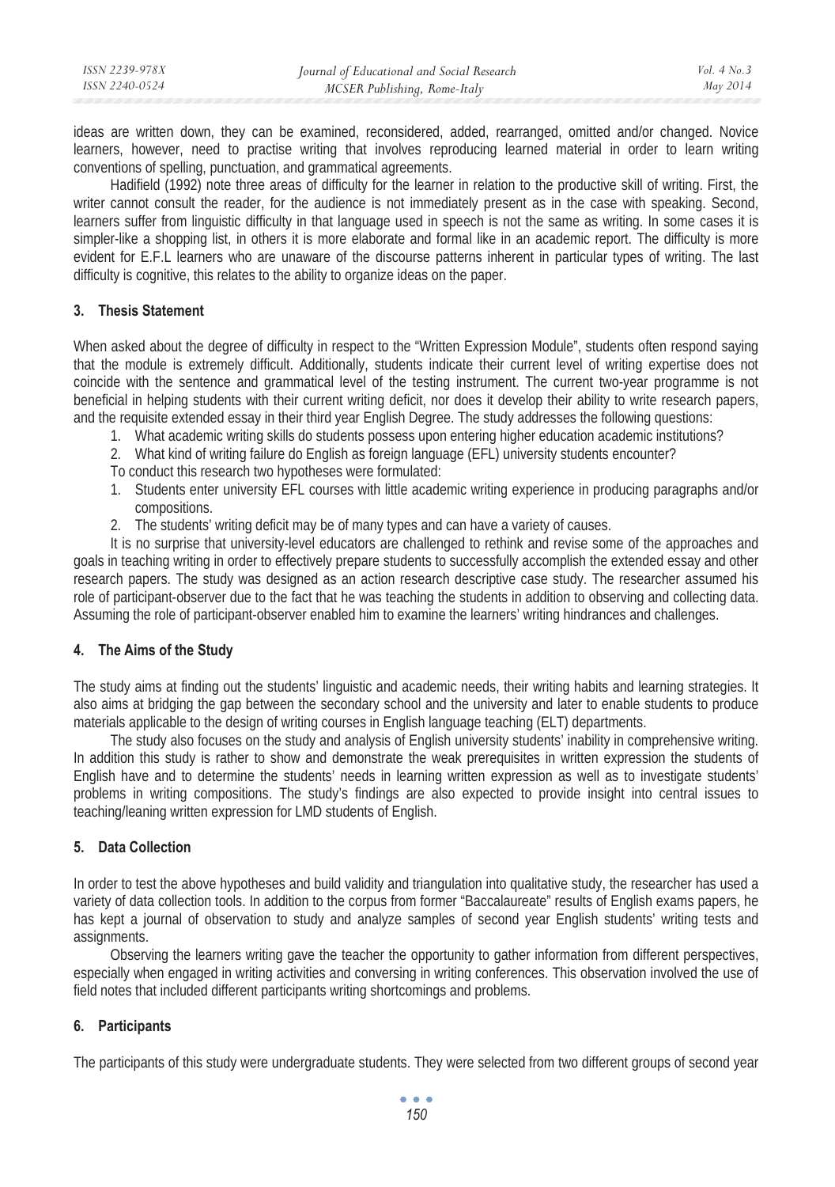ideas are written down, they can be examined, reconsidered, added, rearranged, omitted and/or changed. Novice learners, however, need to practise writing that involves reproducing learned material in order to learn writing conventions of spelling, punctuation, and grammatical agreements.

Hadifield (1992) note three areas of difficulty for the learner in relation to the productive skill of writing. First, the writer cannot consult the reader, for the audience is not immediately present as in the case with speaking. Second, learners suffer from linguistic difficulty in that language used in speech is not the same as writing. In some cases it is simpler-like a shopping list, in others it is more elaborate and formal like in an academic report. The difficulty is more evident for E.F.L learners who are unaware of the discourse patterns inherent in particular types of writing. The last difficulty is cognitive, this relates to the ability to organize ideas on the paper.

## 3. Thesis Statement

When asked about the degree of difficulty in respect to the "Written Expression Module", students often respond saying that the module is extremely difficult. Additionally, students indicate their current level of writing expertise does not coincide with the sentence and grammatical level of the testing instrument. The current two-year programme is not beneficial in helping students with their current writing deficit, nor does it develop their ability to write research papers, and the requisite extended essay in their third year English Degree. The study addresses the following questions:

1. What academic writing skills do students possess upon entering higher education academic institutions?
2. What kind of writing failure do English as foreign language (EFL) university students encounter?

To conduct this research two hypotheses were formulated:

1. Students enter university EFL courses with little academic writing experience in producing paragraphs and/or compositions.
2. The students' writing deficit may be of many types and can have a variety of causes.

It is no surprise that university-level educators are challenged to rethink and revise some of the approaches and goals in teaching writing in order to effectively prepare students to successfully accomplish the extended essay and other research papers. The study was designed as an action research descriptive case study. The researcher assumed his role of participant-observer due to the fact that he was teaching the students in addition to observing and collecting data. Assuming the role of participant-observer enabled him to examine the learners' writing hindrances and challenges.

## 4. The Aims of the Study

The study aims at finding out the students' linguistic and academic needs, their writing habits and learning strategies. It also aims at bridging the gap between the secondary school and the university and later to enable students to produce materials applicable to the design of writing courses in English language teaching (ELT) departments.

The study also focuses on the study and analysis of English university students' inability in comprehensive writing. In addition this study is rather to show and demonstrate the weak prerequisites in written expression the students of English have and to determine the students' needs in learning written expression as well as to investigate students' problems in writing compositions. The study's findings are also expected to provide insight into central issues to teaching/leaning written expression for LMD students of English.

## 5. Data Collection

In order to test the above hypotheses and build validity and triangulation into qualitative study, the researcher has used a variety of data collection tools. In addition to the corpus from former "Baccalaureate" results of English exams papers, he has kept a journal of observation to study and analyze samples of second year English students' writing tests and assignments.

Observing the learners writing gave the teacher the opportunity to gather information from different perspectives, especially when engaged in writing activities and conversing in writing conferences. This observation involved the use of field notes that included different participants writing shortcomings and problems.

## 6. Participants

The participants of this study were undergraduate students. They were selected from two different groups of second year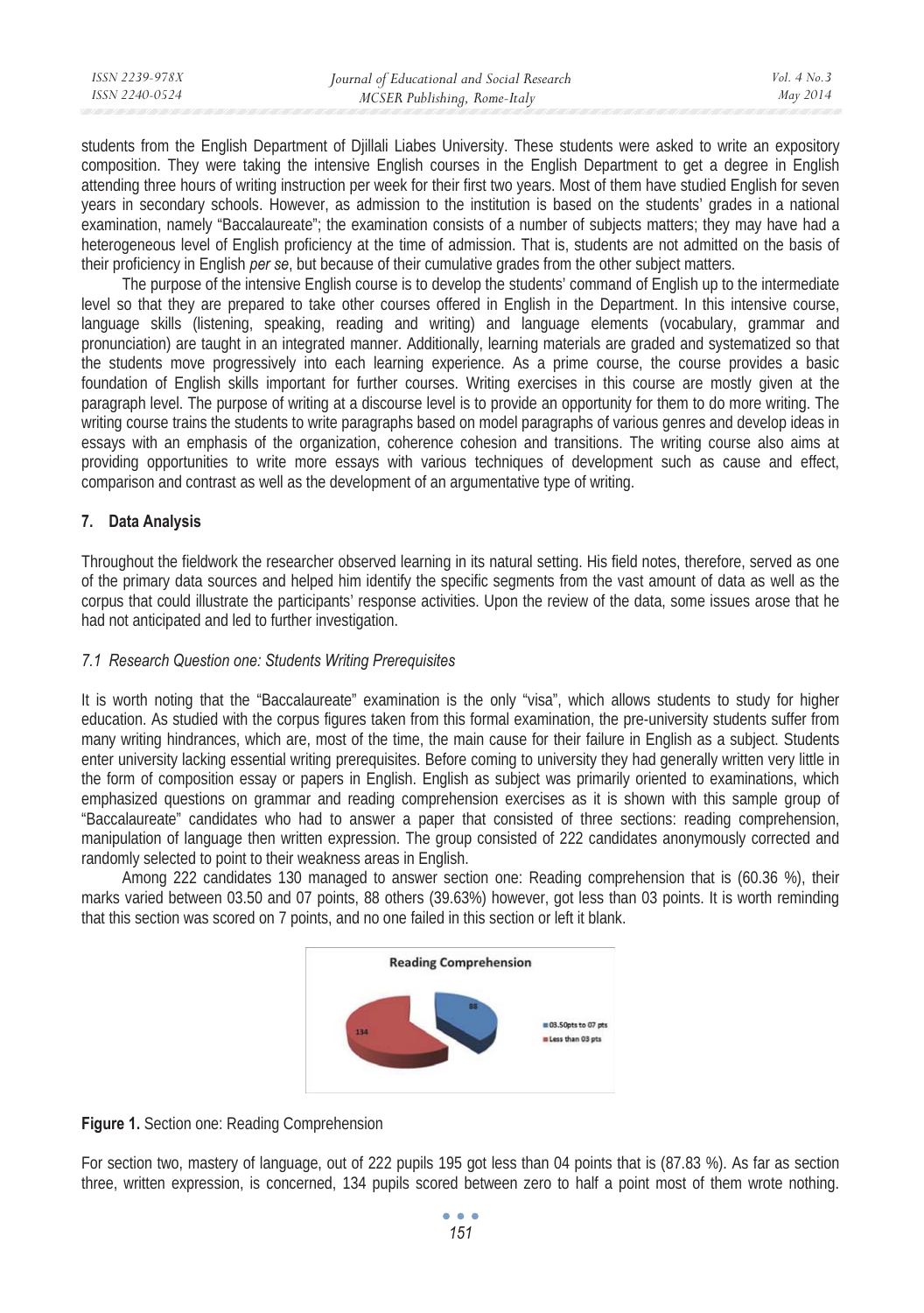students from the English Department of Djillali Liabes University. These students were asked to write an expository composition. They were taking the intensive English courses in the English Department to get a degree in English attending three hours of writing instruction per week for their first two years. Most of them have studied English for seven years in secondary schools. However, as admission to the institution is based on the students' grades in a national examination, namely "Baccalaureate"; the examination consists of a number of subjects matters; they may have had a heterogeneous level of English proficiency at the time of admission. That is, students are not admitted on the basis of their proficiency in English *per se*, but because of their cumulative grades from the other subject matters.

The purpose of the intensive English course is to develop the students' command of English up to the intermediate level so that they are prepared to take other courses offered in English in the Department. In this intensive course, language skills (listening, speaking, reading and writing) and language elements (vocabulary, grammar and pronunciation) are taught in an integrated manner. Additionally, learning materials are graded and systematized so that the students move progressively into each learning experience. As a prime course, the course provides a basic foundation of English skills important for further courses. Writing exercises in this course are mostly given at the paragraph level. The purpose of writing at a discourse level is to provide an opportunity for them to do more writing. The writing course trains the students to write paragraphs based on model paragraphs of various genres and develop ideas in essays with an emphasis of the organization, coherence cohesion and transitions. The writing course also aims at providing opportunities to write more essays with various techniques of development such as cause and effect, comparison and contrast as well as the development of an argumentative type of writing.

## 7. Data Analysis

Throughout the fieldwork the researcher observed learning in its natural setting. His field notes, therefore, served as one of the primary data sources and helped him identify the specific segments from the vast amount of data as well as the corpus that could illustrate the participants' response activities. Upon the review of the data, some issues arose that he had not anticipated and led to further investigation.

### *7.1 Research Question one: Students Writing Prerequisites*

It is worth noting that the "Baccalaureate" examination is the only "visa", which allows students to study for higher education. As studied with the corpus figures taken from this formal examination, the pre-university students suffer from many writing hindrances, which are, most of the time, the main cause for their failure in English as a subject. Students enter university lacking essential writing prerequisites. Before coming to university they had generally written very little in the form of composition essay or papers in English. English as subject was primarily oriented to examinations, which emphasized questions on grammar and reading comprehension exercises as it is shown with this sample group of "Baccalaureate" candidates who had to answer a paper that consisted of three sections: reading comprehension, manipulation of language then written expression. The group consisted of 222 candidates anonymously corrected and randomly selected to point to their weakness areas in English.

Among 222 candidates 130 managed to answer section one: Reading comprehension that is (60.36 %), their marks varied between 03.50 and 07 points, 88 others (39.63%) however, got less than 03 points. It is worth reminding that this section was scored on 7 points, and no one failed in this section or left it blank.

Reading Comprehension

88

134

03.50pts to 07 pts

Less than 03 pts

**Figure 1.** Section one: Reading Comprehension

For section two, mastery of language, out of 222 pupils 195 got less than 04 points that is (87.83 %). As far as section three, written expression, is concerned, 134 pupils scored between zero to half a point most of them wrote nothing.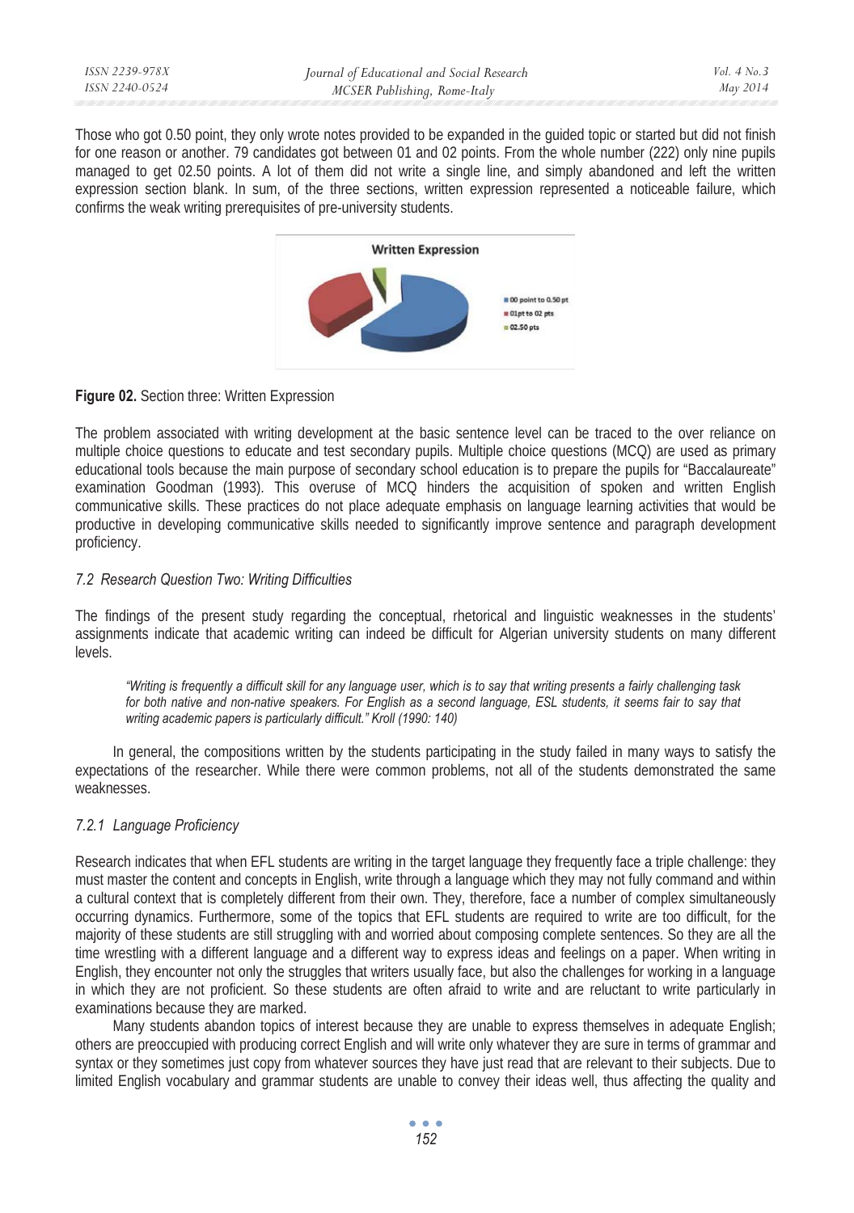Those who got 0.50 point, they only wrote notes provided to be expanded in the guided topic or started but did not finish for one reason or another. 79 candidates got between 01 and 02 points. From the whole number (222) only nine pupils managed to get 02.50 points. A lot of them did not write a single line, and simply abandoned and left the written expression section blank. In sum, of the three sections, written expression represented a noticeable failure, which confirms the weak writing prerequisites of pre-university students.

**Figure 02.** Section three: Written Expression

The problem associated with writing development at the basic sentence level can be traced to the over reliance on multiple choice questions to educate and test secondary pupils. Multiple choice questions (MCQ) are used as primary educational tools because the main purpose of secondary school education is to prepare the pupils for "Baccalaureate" examination Goodman (1993). This overuse of MCQ hinders the acquisition of spoken and written English communicative skills. These practices do not place adequate emphasis on language learning activities that would be productive in developing communicative skills needed to significantly improve sentence and paragraph development proficiency.

### *7.2 Research Question Two: Writing Difficulties*

The findings of the present study regarding the conceptual, rhetorical and linguistic weaknesses in the students' assignments indicate that academic writing can indeed be difficult for Algerian university students on many different levels.

> *"Writing is frequently a difficult skill for any language user, which is to say that writing presents a fairly challenging task for both native and non-native speakers. For English as a second language, ESL students, it seems fair to say that writing academic papers is particularly difficult." Kroll (1990: 140)*

In general, the compositions written by the students participating in the study failed in many ways to satisfy the expectations of the researcher. While there were common problems, not all of the students demonstrated the same weaknesses.

#### *7.2.1 Language Proficiency*

Research indicates that when EFL students are writing in the target language they frequently face a triple challenge: they must master the content and concepts in English, write through a language which they may not fully command and within a cultural context that is completely different from their own. They, therefore, face a number of complex simultaneously occurring dynamics. Furthermore, some of the topics that EFL students are required to write are too difficult, for the majority of these students are still struggling with and worried about composing complete sentences. So they are all the time wrestling with a different language and a different way to express ideas and feelings on a paper. When writing in English, they encounter not only the struggles that writers usually face, but also the challenges for working in a language in which they are not proficient. So these students are often afraid to write and are reluctant to write particularly in examinations because they are marked.

Many students abandon topics of interest because they are unable to express themselves in adequate English; others are preoccupied with producing correct English and will write only whatever they are sure in terms of grammar and syntax or they sometimes just copy from whatever sources they have just read that are relevant to their subjects. Due to limited English vocabulary and grammar students are unable to convey their ideas well, thus affecting the quality and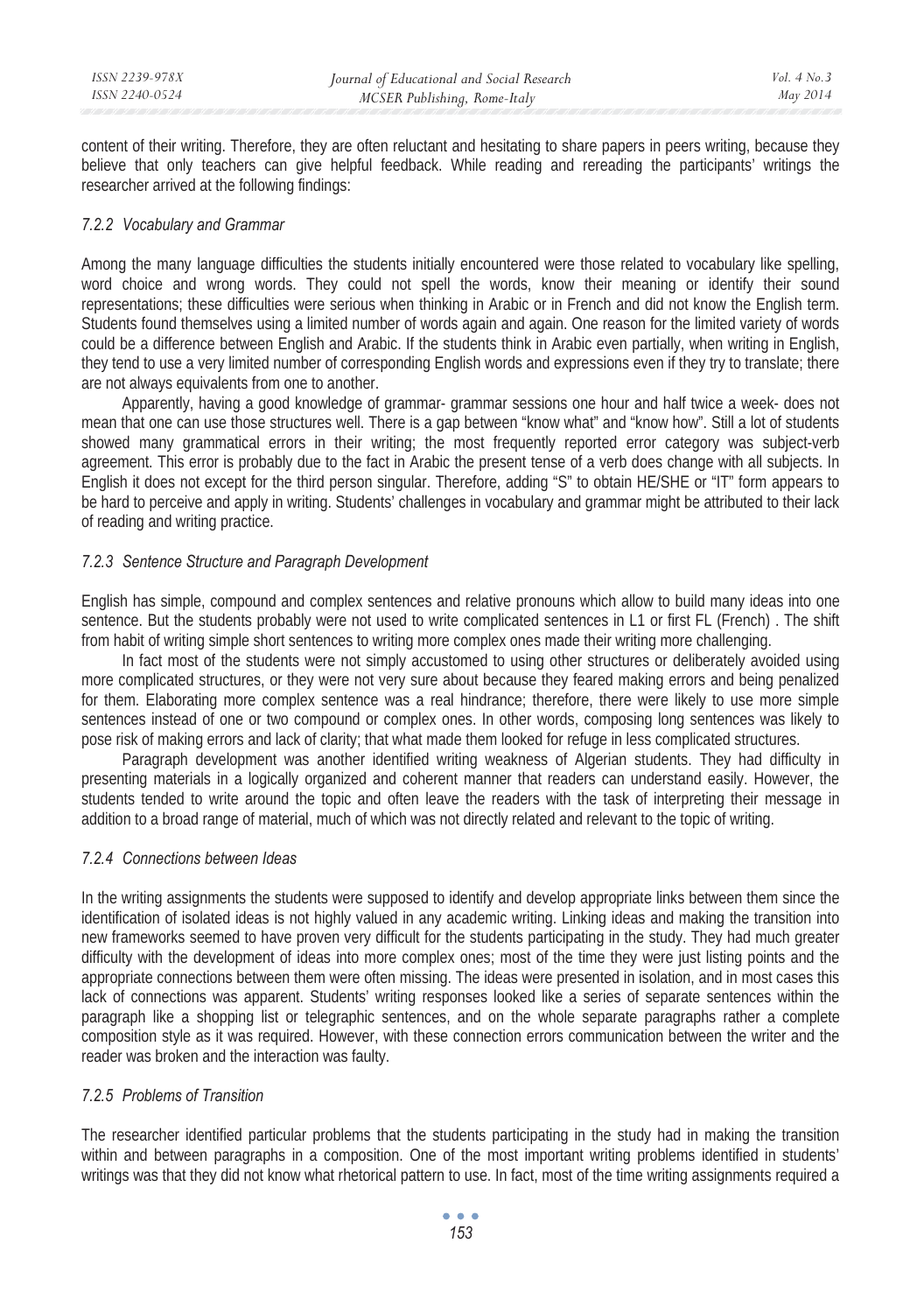content of their writing. Therefore, they are often reluctant and hesitating to share papers in peers writing, because they believe that only teachers can give helpful feedback. While reading and rereading the participants' writings the researcher arrived at the following findings:

#### *7.2.2 Vocabulary and Grammar*

Among the many language difficulties the students initially encountered were those related to vocabulary like spelling, word choice and wrong words. They could not spell the words, know their meaning or identify their sound representations; these difficulties were serious when thinking in Arabic or in French and did not know the English term. Students found themselves using a limited number of words again and again. One reason for the limited variety of words could be a difference between English and Arabic. If the students think in Arabic even partially, when writing in English, they tend to use a very limited number of corresponding English words and expressions even if they try to translate; there are not always equivalents from one to another.

Apparently, having a good knowledge of grammar- grammar sessions one hour and half twice a week- does not mean that one can use those structures well. There is a gap between "know what" and "know how". Still a lot of students showed many grammatical errors in their writing; the most frequently reported error category was subject-verb agreement. This error is probably due to the fact in Arabic the present tense of a verb does change with all subjects. In English it does not except for the third person singular. Therefore, adding "S" to obtain HE/SHE or "IT" form appears to be hard to perceive and apply in writing. Students' challenges in vocabulary and grammar might be attributed to their lack of reading and writing practice.

#### *7.2.3 Sentence Structure and Paragraph Development*

English has simple, compound and complex sentences and relative pronouns which allow to build many ideas into one sentence. But the students probably were not used to write complicated sentences in L1 or first FL (French) . The shift from habit of writing simple short sentences to writing more complex ones made their writing more challenging.

In fact most of the students were not simply accustomed to using other structures or deliberately avoided using more complicated structures, or they were not very sure about because they feared making errors and being penalized for them. Elaborating more complex sentence was a real hindrance; therefore, there were likely to use more simple sentences instead of one or two compound or complex ones. In other words, composing long sentences was likely to pose risk of making errors and lack of clarity; that what made them looked for refuge in less complicated structures.

Paragraph development was another identified writing weakness of Algerian students. They had difficulty in presenting materials in a logically organized and coherent manner that readers can understand easily. However, the students tended to write around the topic and often leave the readers with the task of interpreting their message in addition to a broad range of material, much of which was not directly related and relevant to the topic of writing.

#### *7.2.4 Connections between Ideas*

In the writing assignments the students were supposed to identify and develop appropriate links between them since the identification of isolated ideas is not highly valued in any academic writing. Linking ideas and making the transition into new frameworks seemed to have proven very difficult for the students participating in the study. They had much greater difficulty with the development of ideas into more complex ones; most of the time they were just listing points and the appropriate connections between them were often missing. The ideas were presented in isolation, and in most cases this lack of connections was apparent. Students' writing responses looked like a series of separate sentences within the paragraph like a shopping list or telegraphic sentences, and on the whole separate paragraphs rather a complete composition style as it was required. However, with these connection errors communication between the writer and the reader was broken and the interaction was faulty.

#### *7.2.5 Problems of Transition*

The researcher identified particular problems that the students participating in the study had in making the transition within and between paragraphs in a composition. One of the most important writing problems identified in students' writings was that they did not know what rhetorical pattern to use. In fact, most of the time writing assignments required a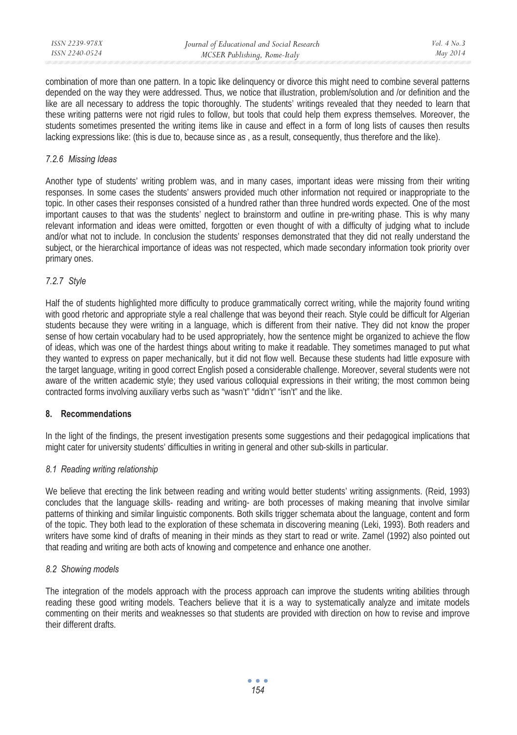combination of more than one pattern. In a topic like delinquency or divorce this might need to combine several patterns depended on the way they were addressed. Thus, we notice that illustration, problem/solution and /or definition and the like are all necessary to address the topic thoroughly. The students' writings revealed that they needed to learn that these writing patterns were not rigid rules to follow, but tools that could help them express themselves. Moreover, the students sometimes presented the writing items like in cause and effect in a form of long lists of causes then results lacking expressions like: (this is due to, because since as , as a result, consequently, thus therefore and the like).

#### *7.2.6 Missing Ideas*

Another type of students' writing problem was, and in many cases, important ideas were missing from their writing responses. In some cases the students' answers provided much other information not required or inappropriate to the topic. In other cases their responses consisted of a hundred rather than three hundred words expected. One of the most important causes to that was the students' neglect to brainstorm and outline in pre-writing phase. This is why many relevant information and ideas were omitted, forgotten or even thought of with a difficulty of judging what to include and/or what not to include. In conclusion the students' responses demonstrated that they did not really understand the subject, or the hierarchical importance of ideas was not respected, which made secondary information took priority over primary ones.

#### *7.2.7 Style*

Half the of students highlighted more difficulty to produce grammatically correct writing, while the majority found writing with good rhetoric and appropriate style a real challenge that was beyond their reach. Style could be difficult for Algerian students because they were writing in a language, which is different from their native. They did not know the proper sense of how certain vocabulary had to be used appropriately, how the sentence might be organized to achieve the flow of ideas, which was one of the hardest things about writing to make it readable. They sometimes managed to put what they wanted to express on paper mechanically, but it did not flow well. Because these students had little exposure with the target language, writing in good correct English posed a considerable challenge. Moreover, several students were not aware of the written academic style; they used various colloquial expressions in their writing; the most common being contracted forms involving auxiliary verbs such as "wasn't" "didn't" "isn't" and the like.

## 8. Recommendations

In the light of the findings, the present investigation presents some suggestions and their pedagogical implications that might cater for university students' difficulties in writing in general and other sub-skills in particular.

### *8.1 Reading writing relationship*

We believe that erecting the link between reading and writing would better students' writing assignments. (Reid, 1993) concludes that the language skills- reading and writing- are both processes of making meaning that involve similar patterns of thinking and similar linguistic components. Both skills trigger schemata about the language, content and form of the topic. They both lead to the exploration of these schemata in discovering meaning (Leki, 1993). Both readers and writers have some kind of drafts of meaning in their minds as they start to read or write. Zamel (1992) also pointed out that reading and writing are both acts of knowing and competence and enhance one another.

### *8.2 Showing models*

The integration of the models approach with the process approach can improve the students writing abilities through reading these good writing models. Teachers believe that it is a way to systematically analyze and imitate models commenting on their merits and weaknesses so that students are provided with direction on how to revise and improve their different drafts.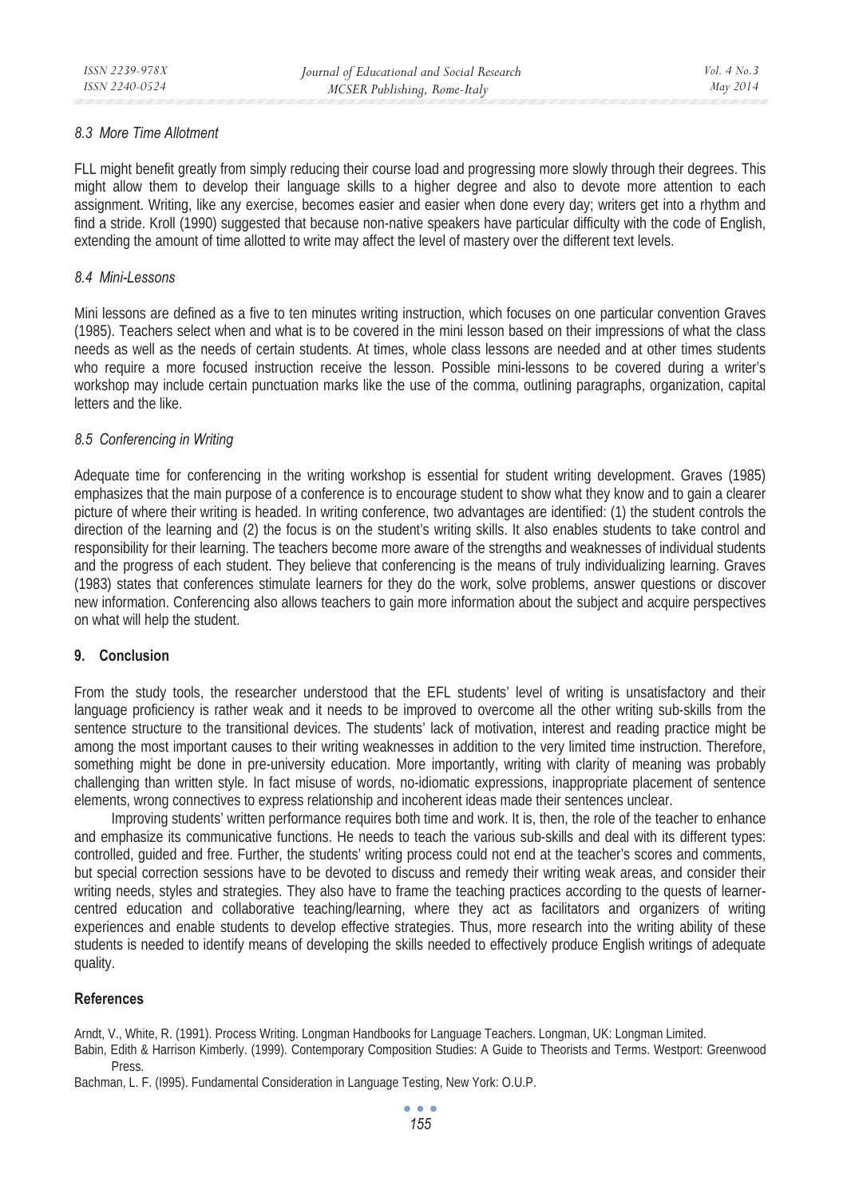### *8.3 More Time Allotment*

FLL might benefit greatly from simply reducing their course load and progressing more slowly through their degrees. This might allow them to develop their language skills to a higher degree and also to devote more attention to each assignment. Writing, like any exercise, becomes easier and easier when done every day; writers get into a rhythm and find a stride. Kroll (1990) suggested that because non-native speakers have particular difficulty with the code of English, extending the amount of time allotted to write may affect the level of mastery over the different text levels.

### *8.4 Mini-Lessons*

Mini lessons are defined as a five to ten minutes writing instruction, which focuses on one particular convention Graves (1985). Teachers select when and what is to be covered in the mini lesson based on their impressions of what the class needs as well as the needs of certain students. At times, whole class lessons are needed and at other times students who require a more focused instruction receive the lesson. Possible mini-lessons to be covered during a writer's workshop may include certain punctuation marks like the use of the comma, outlining paragraphs, organization, capital letters and the like.

### *8.5 Conferencing in Writing*

Adequate time for conferencing in the writing workshop is essential for student writing development. Graves (1985) emphasizes that the main purpose of a conference is to encourage student to show what they know and to gain a clearer picture of where their writing is headed. In writing conference, two advantages are identified: (1) the student controls the direction of the learning and (2) the focus is on the student's writing skills. It also enables students to take control and responsibility for their learning. The teachers become more aware of the strengths and weaknesses of individual students and the progress of each student. They believe that conferencing is the means of truly individualizing learning. Graves (1983) states that conferences stimulate learners for they do the work, solve problems, answer questions or discover new information. Conferencing also allows teachers to gain more information about the subject and acquire perspectives on what will help the student.

## 9. Conclusion

From the study tools, the researcher understood that the EFL students' level of writing is unsatisfactory and their language proficiency is rather weak and it needs to be improved to overcome all the other writing sub-skills from the sentence structure to the transitional devices. The students' lack of motivation, interest and reading practice might be among the most important causes to their writing weaknesses in addition to the very limited time instruction. Therefore, something might be done in pre-university education. More importantly, writing with clarity of meaning was probably challenging than written style. In fact misuse of words, no-idiomatic expressions, inappropriate placement of sentence elements, wrong connectives to express relationship and incoherent ideas made their sentences unclear.

Improving students' written performance requires both time and work. It is, then, the role of the teacher to enhance and emphasize its communicative functions. He needs to teach the various sub-skills and deal with its different types: controlled, guided and free. Further, the students' writing process could not end at the teacher's scores and comments, but special correction sessions have to be devoted to discuss and remedy their writing weak areas, and consider their writing needs, styles and strategies. They also have to frame the teaching practices according to the quests of learner-centred education and collaborative teaching/learning, where they act as facilitators and organizers of writing experiences and enable students to develop effective strategies. Thus, more research into the writing ability of these students is needed to identify means of developing the skills needed to effectively produce English writings of adequate quality.

## References

Arndt, V., White, R. (1991). Process Writing. Longman Handbooks for Language Teachers. Longman, UK: Longman Limited.

Babin, Edith & Harrison Kimberly. (1999). Contemporary Composition Studies: A Guide to Theorists and Terms. Westport: Greenwood Press.

Bachman, L. F. (I995). Fundamental Consideration in Language Testing, New York: O.U.P.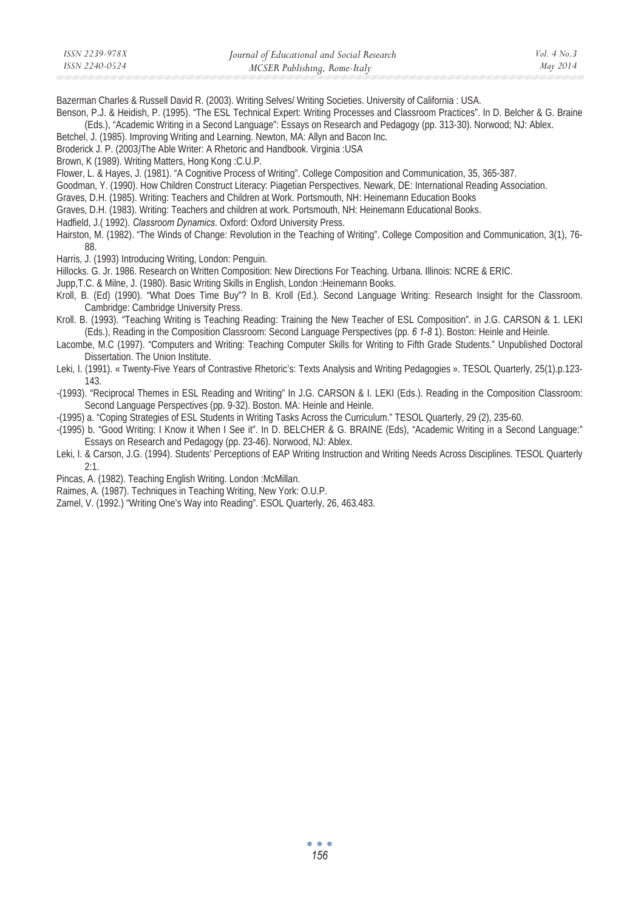Bazerman Charles & Russell David R. (2003). Writing Selves/ Writing Societies. University of California : USA.

Benson, P.J. & Heidish, P. (1995). "The ESL Technical Expert: Writing Processes and Classroom Practices". In D. Belcher & G. Braine (Eds.), "Academic Writing in a Second Language": Essays on Research and Pedagogy (pp. 313-30). Norwood; NJ: Ablex.

Betchel, J. (1985). Improving Writing and Learning. Newton, MA: Allyn and Bacon Inc.

Broderick J. P. (2003)The Able Writer: A Rhetoric and Handbook. Virginia :USA

Brown, K (1989). Writing Matters, Hong Kong :C.U.P.

Flower, L. & Hayes, J. (1981). "A Cognitive Process of Writing". College Composition and Communication, 35, 365-387.

Goodman, Y. (1990). How Children Construct Literacy: Piagetian Perspectives. Newark, DE: International Reading Association.

Graves, D.H. (1985). Writing: Teachers and Children at Work. Portsmouth, NH: Heinemann Education Books

Graves, D.H. (1983). Writing: Teachers and children at work. Portsmouth, NH: Heinemann Educational Books.

Hadfield, J.( 1992). *Classroom Dynamics*. Oxford: Oxford University Press.

Hairston, M. (1982). "The Winds of Change: Revolution in the Teaching of Writing". College Composition and Communication, 3(1), 76-88.

Harris, J. (1993) Introducing Writing, London: Penguin.

Hillocks. G. Jr. 1986. Research on Written Composition: New Directions For Teaching. Urbana. Illinois: NCRE & ERIC.

Jupp,T.C. & Milne, J. (1980). Basic Writing Skills in English, London :Heinemann Books.

Kroll, B. (Ed) (1990). "What Does Time Buy"? In B. Kroll (Ed.). Second Language Writing: Research Insight for the Classroom. Cambridge: Cambridge University Press.

Kroll. B. (1993). "Teaching Writing is Teaching Reading: Training the New Teacher of ESL Composition". in J.G. CARSON & 1. LEKI (Eds.), Reading in the Composition Classroom: Second Language Perspectives (pp. *6 1-8* 1). Boston: Heinle and Heinle.

Lacombe, M.C (1997). "Computers and Writing: Teaching Computer Skills for Writing to Fifth Grade Students." Unpublished Doctoral Dissertation. The Union Institute.

Leki, I. (1991). « Twenty-Five Years of Contrastive Rhetoric's: Texts Analysis and Writing Pedagogies ». TESOL Quarterly, 25(1).p.123-143.

-(1993). "Reciprocal Themes in ESL Reading and Writing" In J.G. CARSON & I. LEKI (Eds.). Reading in the Composition Classroom: Second Language Perspectives (pp. 9-32). Boston. MA: Heinle and Heinle.

-(1995) a. "Coping Strategies of ESL Students in Writing Tasks Across the Curriculum." TESOL Quarterly, 29 (2), 235-60.

-(1995) b. "Good Writing: I Know it When I See it". In D. BELCHER & G. BRAINE (Eds), "Academic Writing in a Second Language:" Essays on Research and Pedagogy (pp. 23-46). Norwood, NJ: Ablex.

Leki, I. & Carson, J.G. (1994). Students' Perceptions of EAP Writing Instruction and Writing Needs Across Disciplines. TESOL Quarterly 2:1.

Pincas, A. (1982). Teaching English Writing. London :McMillan.

Raimes, A. (1987). Techniques in Teaching Writing, New York: O.U.P.

Zamel, V. (1992.) "Writing One's Way into Reading". ESOL Quarterly, 26, 463.483.